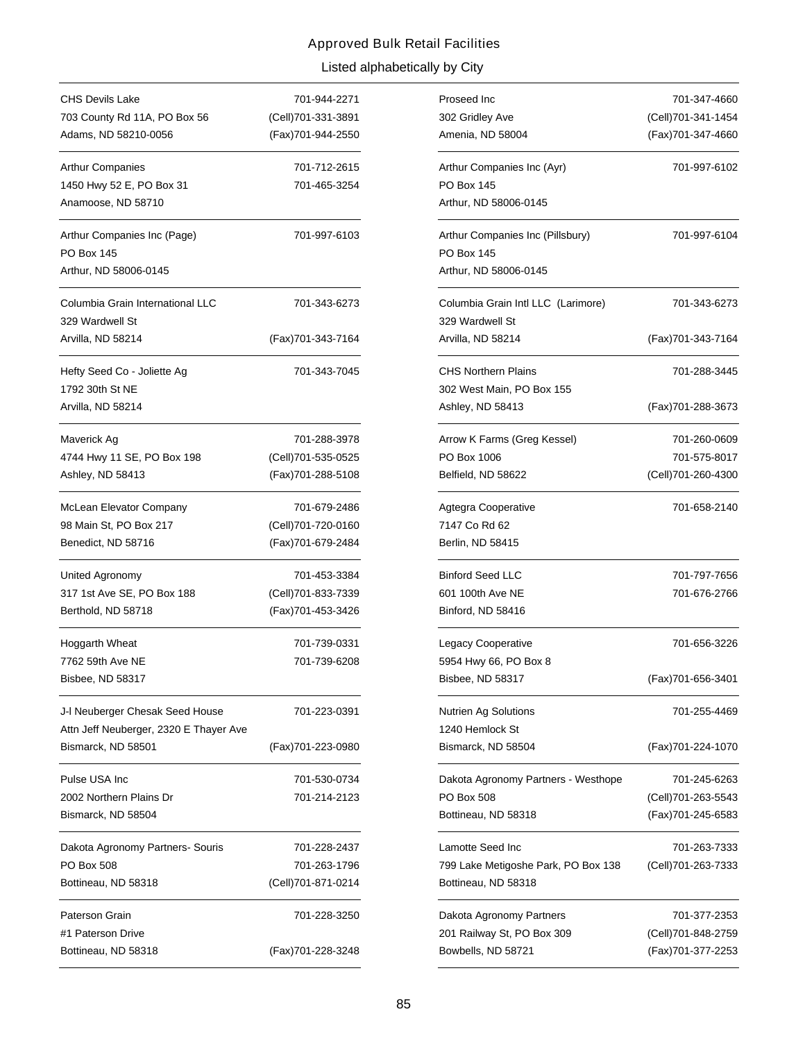# Approved Bulk Retail Facilities

## Listed alphabetically by City

| Facility | Phone |
| --- | --- |
| CHS Devils Lake<br>703 County Rd 11A, PO Box 56<br>Adams, ND 58210-0056 | 701-944-2271<br>(Cell)701-331-3891<br>(Fax)701-944-2550 |
| Arthur Companies<br>1450 Hwy 52 E, PO Box 31<br>Anamoose, ND 58710 | 701-712-2615<br>701-465-3254 |
| Arthur Companies Inc (Page)<br>PO Box 145<br>Arthur, ND 58006-0145 | 701-997-6103 |
| Columbia Grain International LLC<br>329 Wardwell St<br>Arvilla, ND 58214 | 701-343-6273<br>(Fax)701-343-7164 |
| Hefty Seed Co - Joliette Ag<br>1792 30th St NE<br>Arvilla, ND 58214 | 701-343-7045 |
| Maverick Ag<br>4744 Hwy 11 SE, PO Box 198<br>Ashley, ND 58413 | 701-288-3978<br>(Cell)701-535-0525<br>(Fax)701-288-5108 |
| McLean Elevator Company<br>98 Main St, PO Box 217<br>Benedict, ND 58716 | 701-679-2486<br>(Cell)701-720-0160<br>(Fax)701-679-2484 |
| United Agronomy<br>317 1st Ave SE, PO Box 188<br>Berthold, ND 58718 | 701-453-3384<br>(Cell)701-833-7339<br>(Fax)701-453-3426 |
| Hoggarth Wheat<br>7762 59th Ave NE<br>Bisbee, ND 58317 | 701-739-0331<br>701-739-6208 |
| J-l Neuberger Chesak Seed House<br>Attn Jeff Neuberger, 2320 E Thayer Ave<br>Bismarck, ND 58501 | 701-223-0391<br>(Fax)701-223-0980 |
| Pulse USA Inc<br>2002 Northern Plains Dr<br>Bismarck, ND 58504 | 701-530-0734<br>701-214-2123 |
| Dakota Agronomy Partners- Souris<br>PO Box 508<br>Bottineau, ND 58318 | 701-228-2437<br>701-263-1796<br>(Cell)701-871-0214 |
| Paterson Grain<br>#1 Paterson Drive<br>Bottineau, ND 58318 | 701-228-3250<br>(Fax)701-228-3248 |
| Proseed Inc<br>302 Gridley Ave<br>Amenia, ND 58004 | 701-347-4660<br>(Cell)701-341-1454<br>(Fax)701-347-4660 |
| Arthur Companies Inc (Ayr)<br>PO Box 145<br>Arthur, ND 58006-0145 | 701-997-6102 |
| Arthur Companies Inc (Pillsbury)<br>PO Box 145<br>Arthur, ND 58006-0145 | 701-997-6104 |
| Columbia Grain Intl LLC (Larimore)<br>329 Wardwell St<br>Arvilla, ND 58214 | 701-343-6273<br>(Fax)701-343-7164 |
| CHS Northern Plains<br>302 West Main, PO Box 155<br>Ashley, ND 58413 | 701-288-3445<br>(Fax)701-288-3673 |
| Arrow K Farms (Greg Kessel)<br>PO Box 1006<br>Belfield, ND 58622 | 701-260-0609<br>701-575-8017<br>(Cell)701-260-4300 |
| Agtegra Cooperative<br>7147 Co Rd 62<br>Berlin, ND 58415 | 701-658-2140 |
| Binford Seed LLC<br>601 100th Ave NE<br>Binford, ND 58416 | 701-797-7656<br>701-676-2766 |
| Legacy Cooperative<br>5954 Hwy 66, PO Box 8<br>Bisbee, ND 58317 | 701-656-3226<br>(Fax)701-656-3401 |
| Nutrien Ag Solutions<br>1240 Hemlock St<br>Bismarck, ND 58504 | 701-255-4469<br>(Fax)701-224-1070 |
| Dakota Agronomy Partners - Westhope<br>PO Box 508<br>Bottineau, ND 58318 | 701-245-6263<br>(Cell)701-263-5543<br>(Fax)701-245-6583 |
| Lamotte Seed Inc<br>799 Lake Metigoshe Park, PO Box 138<br>Bottineau, ND 58318 | 701-263-7333<br>(Cell)701-263-7333 |
| Dakota Agronomy Partners<br>201 Railway St, PO Box 309<br>Bowbells, ND 58721 | 701-377-2353<br>(Cell)701-848-2759<br>(Fax)701-377-2253 |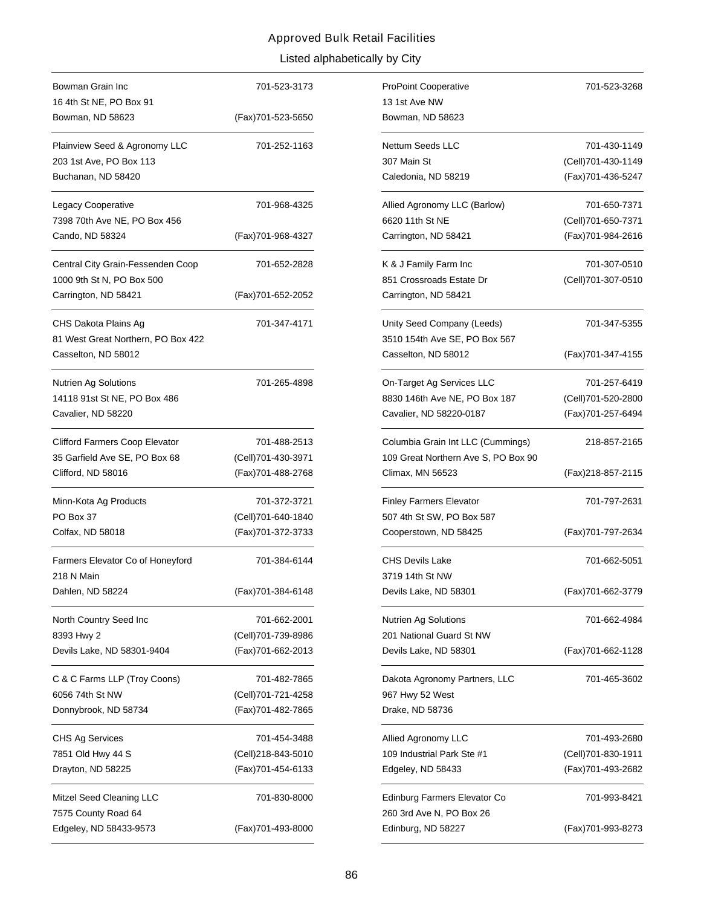# Approved Bulk Retail Facilities

## Listed alphabetically by City

Bowman Grain Inc — 701-523-3173
16 4th St NE, PO Box 91
Bowman, ND 58623 — (Fax)701-523-5650

Plainview Seed & Agronomy LLC — 701-252-1163
203 1st Ave, PO Box 113
Buchanan, ND 58420

Legacy Cooperative — 701-968-4325
7398 70th Ave NE, PO Box 456
Cando, ND 58324 — (Fax)701-968-4327

Central City Grain-Fessenden Coop — 701-652-2828
1000 9th St N, PO Box 500
Carrington, ND 58421 — (Fax)701-652-2052

CHS Dakota Plains Ag — 701-347-4171
81 West Great Northern, PO Box 422
Casselton, ND 58012

Nutrien Ag Solutions — 701-265-4898
14118 91st St NE, PO Box 486
Cavalier, ND 58220

Clifford Farmers Coop Elevator — 701-488-2513
35 Garfield Ave SE, PO Box 68 — (Cell)701-430-3971
Clifford, ND 58016 — (Fax)701-488-2768

Minn-Kota Ag Products — 701-372-3721
PO Box 37 — (Cell)701-640-1840
Colfax, ND 58018 — (Fax)701-372-3733

Farmers Elevator Co of Honeyford — 701-384-6144
218 N Main
Dahlen, ND 58224 — (Fax)701-384-6148

North Country Seed Inc — 701-662-2001
8393 Hwy 2 — (Cell)701-739-8986
Devils Lake, ND 58301-9404 — (Fax)701-662-2013

C & C Farms LLP (Troy Coons) — 701-482-7865
6056 74th St NW — (Cell)701-721-4258
Donnybrook, ND 58734 — (Fax)701-482-7865

CHS Ag Services — 701-454-3488
7851 Old Hwy 44 S — (Cell)218-843-5010
Drayton, ND 58225 — (Fax)701-454-6133

Mitzel Seed Cleaning LLC — 701-830-8000
7575 County Road 64
Edgeley, ND 58433-9573 — (Fax)701-493-8000

ProPoint Cooperative — 701-523-3268
13 1st Ave NW
Bowman, ND 58623

Nettum Seeds LLC — 701-430-1149
307 Main St — (Cell)701-430-1149
Caledonia, ND 58219 — (Fax)701-436-5247

Allied Agronomy LLC (Barlow) — 701-650-7371
6620 11th St NE — (Cell)701-650-7371
Carrington, ND 58421 — (Fax)701-984-2616

K & J Family Farm Inc — 701-307-0510
851 Crossroads Estate Dr — (Cell)701-307-0510
Carrington, ND 58421

Unity Seed Company (Leeds) — 701-347-5355
3510 154th Ave SE, PO Box 567
Casselton, ND 58012 — (Fax)701-347-4155

On-Target Ag Services LLC — 701-257-6419
8830 146th Ave NE, PO Box 187 — (Cell)701-520-2800
Cavalier, ND 58220-0187 — (Fax)701-257-6494

Columbia Grain Int LLC (Cummings) — 218-857-2165
109 Great Northern Ave S, PO Box 90
Climax, MN 56523 — (Fax)218-857-2115

Finley Farmers Elevator — 701-797-2631
507 4th St SW, PO Box 587
Cooperstown, ND 58425 — (Fax)701-797-2634

CHS Devils Lake — 701-662-5051
3719 14th St NW
Devils Lake, ND 58301 — (Fax)701-662-3779

Nutrien Ag Solutions — 701-662-4984
201 National Guard St NW
Devils Lake, ND 58301 — (Fax)701-662-1128

Dakota Agronomy Partners, LLC — 701-465-3602
967 Hwy 52 West
Drake, ND 58736

Allied Agronomy LLC — 701-493-2680
109 Industrial Park Ste #1 — (Cell)701-830-1911
Edgeley, ND 58433 — (Fax)701-493-2682

Edinburg Farmers Elevator Co — 701-993-8421
260 3rd Ave N, PO Box 26
Edinburg, ND 58227 — (Fax)701-993-8273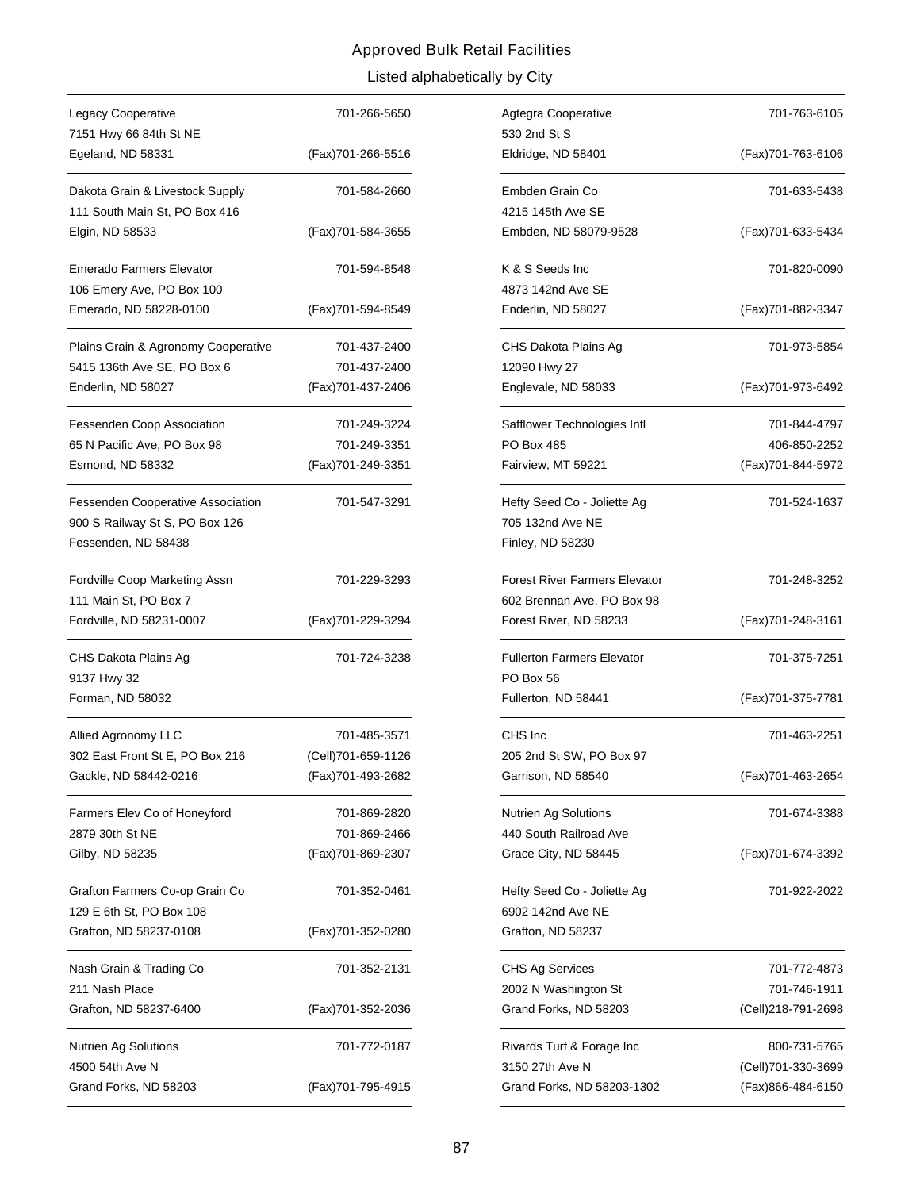## Approved Bulk Retail Facilities

### Listed alphabetically by City

Legacy Cooperative
7151 Hwy 66 84th St NE
Egeland, ND 58331
701-266-5650
(Fax)701-266-5516

---

Dakota Grain & Livestock Supply
111 South Main St, PO Box 416
Elgin, ND 58533
701-584-2660
(Fax)701-584-3655

---

Emerado Farmers Elevator
106 Emery Ave, PO Box 100
Emerado, ND 58228-0100
701-594-8548
(Fax)701-594-8549

---

Plains Grain & Agronomy Cooperative
5415 136th Ave SE, PO Box 6
Enderlin, ND 58027
701-437-2400
701-437-2400
(Fax)701-437-2406

---

Fessenden Coop Association
65 N Pacific Ave, PO Box 98
Esmond, ND 58332
701-249-3224
701-249-3351
(Fax)701-249-3351

---

Fessenden Cooperative Association
900 S Railway St S, PO Box 126
Fessenden, ND 58438
701-547-3291

---

Fordville Coop Marketing Assn
111 Main St, PO Box 7
Fordville, ND 58231-0007
701-229-3293
(Fax)701-229-3294

---

CHS Dakota Plains Ag
9137 Hwy 32
Forman, ND 58032
701-724-3238

---

Allied Agronomy LLC
302 East Front St E, PO Box 216
Gackle, ND 58442-0216
701-485-3571
(Cell)701-659-1126
(Fax)701-493-2682

---

Farmers Elev Co of Honeyford
2879 30th St NE
Gilby, ND 58235
701-869-2820
701-869-2466
(Fax)701-869-2307

---

Grafton Farmers Co-op Grain Co
129 E 6th St, PO Box 108
Grafton, ND 58237-0108
701-352-0461
(Fax)701-352-0280

---

Nash Grain & Trading Co
211 Nash Place
Grafton, ND 58237-6400
701-352-2131
(Fax)701-352-2036

---

Nutrien Ag Solutions
4500 54th Ave N
Grand Forks, ND 58203
701-772-0187
(Fax)701-795-4915

---

Agtegra Cooperative
530 2nd St S
Eldridge, ND 58401
701-763-6105
(Fax)701-763-6106

---

Embden Grain Co
4215 145th Ave SE
Embden, ND 58079-9528
701-633-5438
(Fax)701-633-5434

---

K & S Seeds Inc
4873 142nd Ave SE
Enderlin, ND 58027
701-820-0090
(Fax)701-882-3347

---

CHS Dakota Plains Ag
12090 Hwy 27
Englevale, ND 58033
701-973-5854
(Fax)701-973-6492

---

Safflower Technologies Intl
PO Box 485
Fairview, MT 59221
701-844-4797
406-850-2252
(Fax)701-844-5972

---

Hefty Seed Co - Joliette Ag
705 132nd Ave NE
Finley, ND 58230
701-524-1637

---

Forest River Farmers Elevator
602 Brennan Ave, PO Box 98
Forest River, ND 58233
701-248-3252
(Fax)701-248-3161

---

Fullerton Farmers Elevator
PO Box 56
Fullerton, ND 58441
701-375-7251
(Fax)701-375-7781

---

CHS Inc
205 2nd St SW, PO Box 97
Garrison, ND 58540
701-463-2251
(Fax)701-463-2654

---

Nutrien Ag Solutions
440 South Railroad Ave
Grace City, ND 58445
701-674-3388
(Fax)701-674-3392

---

Hefty Seed Co - Joliette Ag
6902 142nd Ave NE
Grafton, ND 58237
701-922-2022

---

CHS Ag Services
2002 N Washington St
Grand Forks, ND 58203
701-772-4873
701-746-1911
(Cell)218-791-2698

---

Rivards Turf & Forage Inc
3150 27th Ave N
Grand Forks, ND 58203-1302
800-731-5765
(Cell)701-330-3699
(Fax)866-484-6150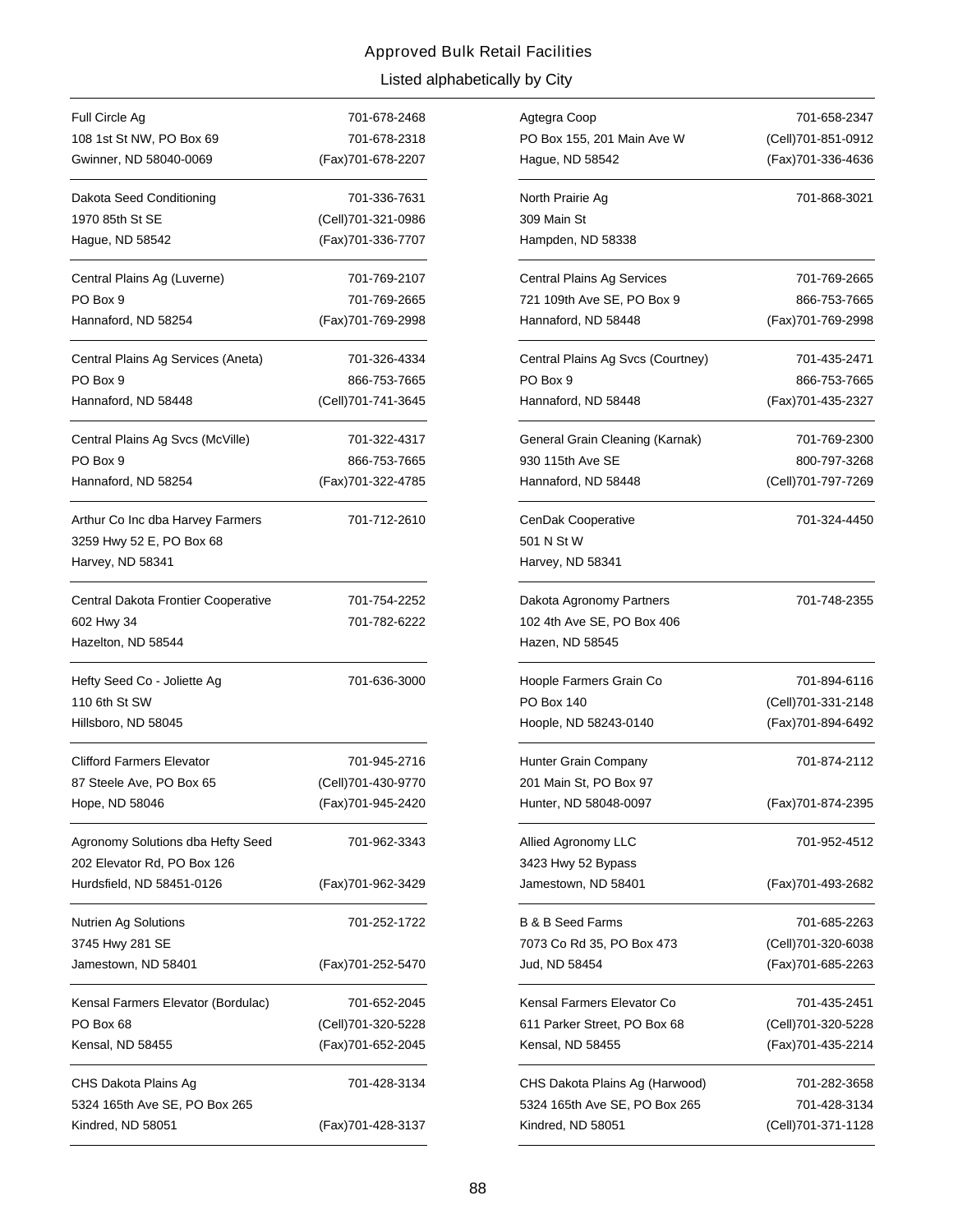## Approved Bulk Retail Facilities

### Listed alphabetically by City

Full Circle Ag
108 1st St NW, PO Box 69
Gwinner, ND 58040-0069
701-678-2468
701-678-2318
(Fax)701-678-2207

---

Agtegra Coop
PO Box 155, 201 Main Ave W
Hague, ND 58542
701-658-2347
(Cell)701-851-0912
(Fax)701-336-4636

---

Dakota Seed Conditioning
1970 85th St SE
Hague, ND 58542
701-336-7631
(Cell)701-321-0986
(Fax)701-336-7707

---

North Prairie Ag
309 Main St
Hampden, ND 58338
701-868-3021

---

Central Plains Ag (Luverne)
PO Box 9
Hannaford, ND 58254
701-769-2107
701-769-2665
(Fax)701-769-2998

---

Central Plains Ag Services
721 109th Ave SE, PO Box 9
Hannaford, ND 58448
701-769-2665
866-753-7665
(Fax)701-769-2998

---

Central Plains Ag Services (Aneta)
PO Box 9
Hannaford, ND 58448
701-326-4334
866-753-7665
(Cell)701-741-3645

---

Central Plains Ag Svcs (Courtney)
PO Box 9
Hannaford, ND 58448
701-435-2471
866-753-7665
(Fax)701-435-2327

---

Central Plains Ag Svcs (McVille)
PO Box 9
Hannaford, ND 58254
701-322-4317
866-753-7665
(Fax)701-322-4785

---

General Grain Cleaning (Karnak)
930 115th Ave SE
Hannaford, ND 58448
701-769-2300
800-797-3268
(Cell)701-797-7269

---

Arthur Co Inc dba Harvey Farmers
3259 Hwy 52 E, PO Box 68
Harvey, ND 58341
701-712-2610

---

CenDak Cooperative
501 N St W
Harvey, ND 58341
701-324-4450

---

Central Dakota Frontier Cooperative
602 Hwy 34
Hazelton, ND 58544
701-754-2252
701-782-6222

---

Dakota Agronomy Partners
102 4th Ave SE, PO Box 406
Hazen, ND 58545
701-748-2355

---

Hefty Seed Co - Joliette Ag
110 6th St SW
Hillsboro, ND 58045
701-636-3000

---

Hoople Farmers Grain Co
PO Box 140
Hoople, ND 58243-0140
701-894-6116
(Cell)701-331-2148
(Fax)701-894-6492

---

Clifford Farmers Elevator
87 Steele Ave, PO Box 65
Hope, ND 58046
701-945-2716
(Cell)701-430-9770
(Fax)701-945-2420

---

Hunter Grain Company
201 Main St, PO Box 97
Hunter, ND 58048-0097
701-874-2112
(Fax)701-874-2395

---

Agronomy Solutions dba Hefty Seed
202 Elevator Rd, PO Box 126
Hurdsfield, ND 58451-0126
701-962-3343
(Fax)701-962-3429

---

Allied Agronomy LLC
3423 Hwy 52 Bypass
Jamestown, ND 58401
701-952-4512
(Fax)701-493-2682

---

Nutrien Ag Solutions
3745 Hwy 281 SE
Jamestown, ND 58401
701-252-1722
(Fax)701-252-5470

---

B & B Seed Farms
7073 Co Rd 35, PO Box 473
Jud, ND 58454
701-685-2263
(Cell)701-320-6038
(Fax)701-685-2263

---

Kensal Farmers Elevator (Bordulac)
PO Box 68
Kensal, ND 58455
701-652-2045
(Cell)701-320-5228
(Fax)701-652-2045

---

Kensal Farmers Elevator Co
611 Parker Street, PO Box 68
Kensal, ND 58455
701-435-2451
(Cell)701-320-5228
(Fax)701-435-2214

---

CHS Dakota Plains Ag
5324 165th Ave SE, PO Box 265
Kindred, ND 58051
701-428-3134
(Fax)701-428-3137

---

CHS Dakota Plains Ag (Harwood)
5324 165th Ave SE, PO Box 265
Kindred, ND 58051
701-282-3658
701-428-3134
(Cell)701-371-1128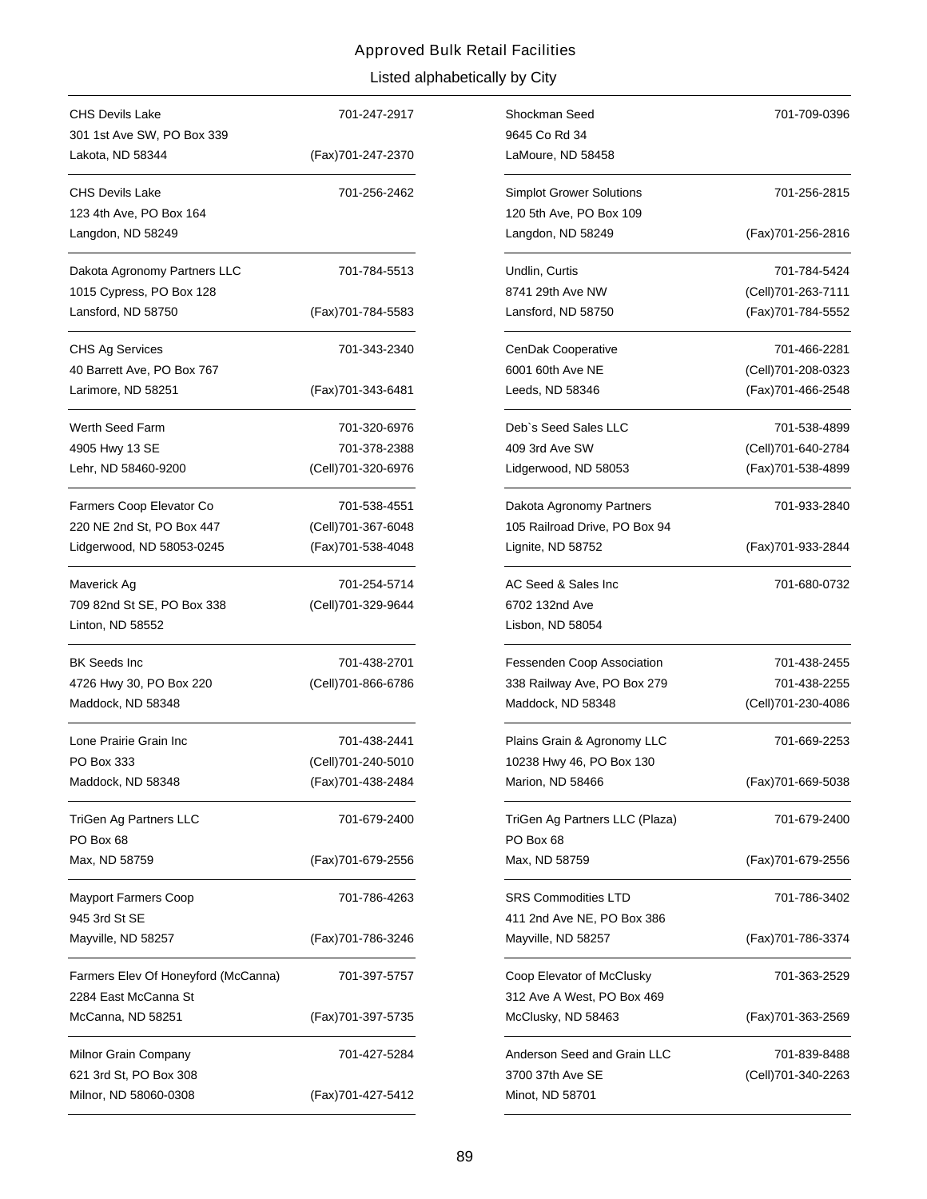# Approved Bulk Retail Facilities

## Listed alphabetically by City

CHS Devils Lake
301 1st Ave SW, PO Box 339
Lakota, ND 58344
701-247-2917
(Fax)701-247-2370

CHS Devils Lake
123 4th Ave, PO Box 164
Langdon, ND 58249
701-256-2462

Dakota Agronomy Partners LLC
1015 Cypress, PO Box 128
Lansford, ND 58750
701-784-5513
(Fax)701-784-5583

CHS Ag Services
40 Barrett Ave, PO Box 767
Larimore, ND 58251
701-343-2340
(Fax)701-343-6481

Werth Seed Farm
4905 Hwy 13 SE
Lehr, ND 58460-9200
701-320-6976
701-378-2388
(Cell)701-320-6976

Farmers Coop Elevator Co
220 NE 2nd St, PO Box 447
Lidgerwood, ND 58053-0245
701-538-4551
(Cell)701-367-6048
(Fax)701-538-4048

Maverick Ag
709 82nd St SE, PO Box 338
Linton, ND 58552
701-254-5714
(Cell)701-329-9644

BK Seeds Inc
4726 Hwy 30, PO Box 220
Maddock, ND 58348
701-438-2701
(Cell)701-866-6786

Lone Prairie Grain Inc
PO Box 333
Maddock, ND 58348
701-438-2441
(Cell)701-240-5010
(Fax)701-438-2484

TriGen Ag Partners LLC
PO Box 68
Max, ND 58759
701-679-2400
(Fax)701-679-2556

Mayport Farmers Coop
945 3rd St SE
Mayville, ND 58257
701-786-4263
(Fax)701-786-3246

Farmers Elev Of Honeyford (McCanna)
2284 East McCanna St
McCanna, ND 58251
701-397-5757
(Fax)701-397-5735

Milnor Grain Company
621 3rd St, PO Box 308
Milnor, ND 58060-0308
701-427-5284
(Fax)701-427-5412

Shockman Seed
9645 Co Rd 34
LaMoure, ND 58458
701-709-0396

Simplot Grower Solutions
120 5th Ave, PO Box 109
Langdon, ND 58249
701-256-2815
(Fax)701-256-2816

Undlin, Curtis
8741 29th Ave NW
Lansford, ND 58750
701-784-5424
(Cell)701-263-7111
(Fax)701-784-5552

CenDak Cooperative
6001 60th Ave NE
Leeds, ND 58346
701-466-2281
(Cell)701-208-0323
(Fax)701-466-2548

Deb`s Seed Sales LLC
409 3rd Ave SW
Lidgerwood, ND 58053
701-538-4899
(Cell)701-640-2784
(Fax)701-538-4899

Dakota Agronomy Partners
105 Railroad Drive, PO Box 94
Lignite, ND 58752
701-933-2840
(Fax)701-933-2844

AC Seed & Sales Inc
6702 132nd Ave
Lisbon, ND 58054
701-680-0732

Fessenden Coop Association
338 Railway Ave, PO Box 279
Maddock, ND 58348
701-438-2455
701-438-2255
(Cell)701-230-4086

Plains Grain & Agronomy LLC
10238 Hwy 46, PO Box 130
Marion, ND 58466
701-669-2253
(Fax)701-669-5038

TriGen Ag Partners LLC (Plaza)
PO Box 68
Max, ND 58759
701-679-2400
(Fax)701-679-2556

SRS Commodities LTD
411 2nd Ave NE, PO Box 386
Mayville, ND 58257
701-786-3402
(Fax)701-786-3374

Coop Elevator of McClusky
312 Ave A West, PO Box 469
McClusky, ND 58463
701-363-2529
(Fax)701-363-2569

Anderson Seed and Grain LLC
3700 37th Ave SE
Minot, ND 58701
701-839-8488
(Cell)701-340-2263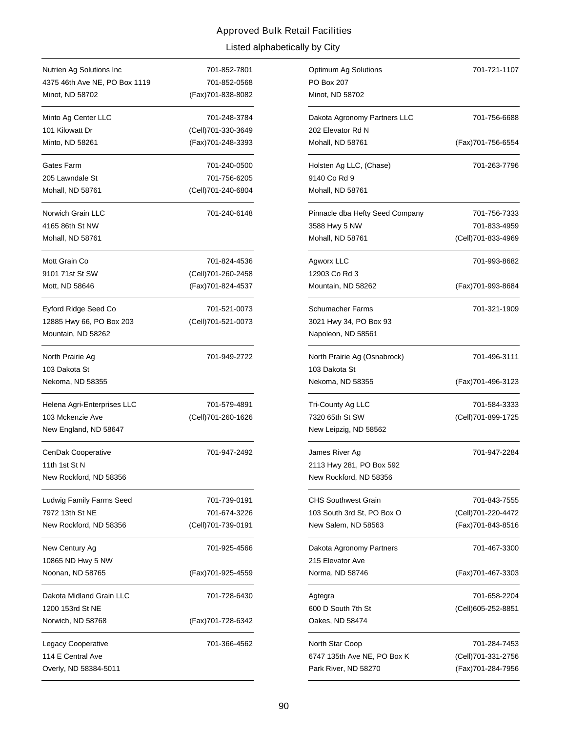# Approved Bulk Retail Facilities

## Listed alphabetically by City

Nutrien Ag Solutions Inc
4375 46th Ave NE, PO Box 1119
Minot, ND 58702
701-852-7801
701-852-0568
(Fax)701-838-8082

Minto Ag Center LLC
101 Kilowatt Dr
Minto, ND 58261
701-248-3784
(Cell)701-330-3649
(Fax)701-248-3393

Gates Farm
205 Lawndale St
Mohall, ND 58761
701-240-0500
701-756-6205
(Cell)701-240-6804

Norwich Grain LLC
4165 86th St NW
Mohall, ND 58761
701-240-6148

Mott Grain Co
9101 71st St SW
Mott, ND 58646
701-824-4536
(Cell)701-260-2458
(Fax)701-824-4537

Eyford Ridge Seed Co
12885 Hwy 66, PO Box 203
Mountain, ND 58262
701-521-0073
(Cell)701-521-0073

North Prairie Ag
103 Dakota St
Nekoma, ND 58355
701-949-2722

Helena Agri-Enterprises LLC
103 Mckenzie Ave
New England, ND 58647
701-579-4891
(Cell)701-260-1626

CenDak Cooperative
11th 1st St N
New Rockford, ND 58356
701-947-2492

Ludwig Family Farms Seed
7972 13th St NE
New Rockford, ND 58356
701-739-0191
701-674-3226
(Cell)701-739-0191

New Century Ag
10865 ND Hwy 5 NW
Noonan, ND 58765
701-925-4566
(Fax)701-925-4559

Dakota Midland Grain LLC
1200 153rd St NE
Norwich, ND 58768
701-728-6430
(Fax)701-728-6342

Legacy Cooperative
114 E Central Ave
Overly, ND 58384-5011
701-366-4562

Optimum Ag Solutions
PO Box 207
Minot, ND 58702
701-721-1107

Dakota Agronomy Partners LLC
202 Elevator Rd N
Mohall, ND 58761
701-756-6688
(Fax)701-756-6554

Holsten Ag LLC, (Chase)
9140 Co Rd 9
Mohall, ND 58761
701-263-7796

Pinnacle dba Hefty Seed Company
3588 Hwy 5 NW
Mohall, ND 58761
701-756-7333
701-833-4959
(Cell)701-833-4969

Agworx LLC
12903 Co Rd 3
Mountain, ND 58262
701-993-8682
(Fax)701-993-8684

Schumacher Farms
3021 Hwy 34, PO Box 93
Napoleon, ND 58561
701-321-1909

North Prairie Ag (Osnabrock)
103 Dakota St
Nekoma, ND 58355
701-496-3111
(Fax)701-496-3123

Tri-County Ag LLC
7320 65th St SW
New Leipzig, ND 58562
701-584-3333
(Cell)701-899-1725

James River Ag
2113 Hwy 281, PO Box 592
New Rockford, ND 58356
701-947-2284

CHS Southwest Grain
103 South 3rd St, PO Box O
New Salem, ND 58563
701-843-7555
(Cell)701-220-4472
(Fax)701-843-8516

Dakota Agronomy Partners
215 Elevator Ave
Norma, ND 58746
701-467-3300
(Fax)701-467-3303

Agtegra
600 D South 7th St
Oakes, ND 58474
701-658-2204
(Cell)605-252-8851

North Star Coop
6747 135th Ave NE, PO Box K
Park River, ND 58270
701-284-7453
(Cell)701-331-2756
(Fax)701-284-7956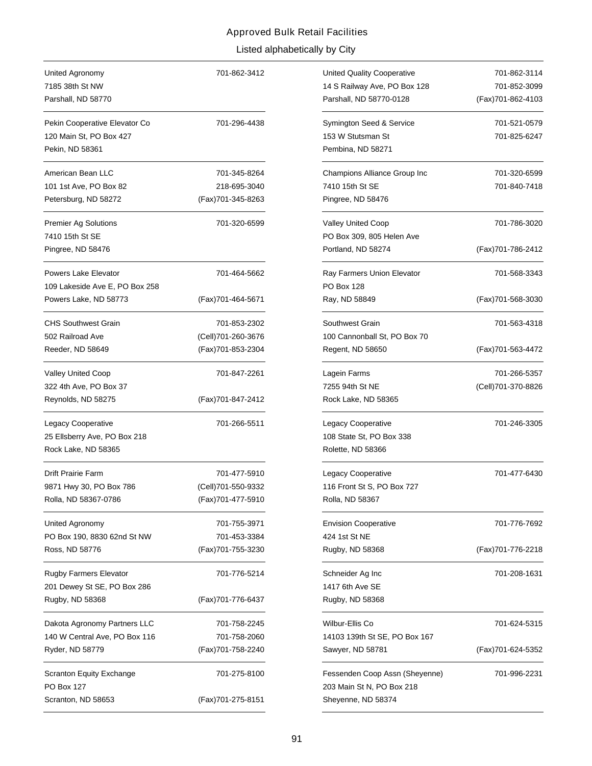# Approved Bulk Retail Facilities

## Listed alphabetically by City

United Agronomy
7185 38th St NW
Parshall, ND 58770
701-862-3412

---

United Quality Cooperative
14 S Railway Ave, PO Box 128
Parshall, ND 58770-0128
701-862-3114
701-852-3099
(Fax)701-862-4103

---

Pekin Cooperative Elevator Co
120 Main St, PO Box 427
Pekin, ND 58361
701-296-4438

---

Symington Seed & Service
153 W Stutsman St
Pembina, ND 58271
701-521-0579
701-825-6247

---

American Bean LLC
101 1st Ave, PO Box 82
Petersburg, ND 58272
701-345-8264
218-695-3040
(Fax)701-345-8263

---

Champions Alliance Group Inc
7410 15th St SE
Pingree, ND 58476
701-320-6599
701-840-7418

---

Premier Ag Solutions
7410 15th St SE
Pingree, ND 58476
701-320-6599

---

Valley United Coop
PO Box 309, 805 Helen Ave
Portland, ND 58274
701-786-3020
(Fax)701-786-2412

---

Powers Lake Elevator
109 Lakeside Ave E, PO Box 258
Powers Lake, ND 58773
701-464-5662
(Fax)701-464-5671

---

Ray Farmers Union Elevator
PO Box 128
Ray, ND 58849
701-568-3343
(Fax)701-568-3030

---

CHS Southwest Grain
502 Railroad Ave
Reeder, ND 58649
701-853-2302
(Cell)701-260-3676
(Fax)701-853-2304

---

Southwest Grain
100 Cannonball St, PO Box 70
Regent, ND 58650
701-563-4318
(Fax)701-563-4472

---

Valley United Coop
322 4th Ave, PO Box 37
Reynolds, ND 58275
701-847-2261
(Fax)701-847-2412

---

Lagein Farms
7255 94th St NE
Rock Lake, ND 58365
701-266-5357
(Cell)701-370-8826

---

Legacy Cooperative
25 Ellsberry Ave, PO Box 218
Rock Lake, ND 58365
701-266-5511

---

Legacy Cooperative
108 State St, PO Box 338
Rolette, ND 58366
701-246-3305

---

Drift Prairie Farm
9871 Hwy 30, PO Box 786
Rolla, ND 58367-0786
701-477-5910
(Cell)701-550-9332
(Fax)701-477-5910

---

Legacy Cooperative
116 Front St S, PO Box 727
Rolla, ND 58367
701-477-6430

---

United Agronomy
PO Box 190, 8830 62nd St NW
Ross, ND 58776
701-755-3971
701-453-3384
(Fax)701-755-3230

---

Envision Cooperative
424 1st St NE
Rugby, ND 58368
701-776-7692
(Fax)701-776-2218

---

Rugby Farmers Elevator
201 Dewey St SE, PO Box 286
Rugby, ND 58368
701-776-5214
(Fax)701-776-6437

---

Schneider Ag Inc
1417 6th Ave SE
Rugby, ND 58368
701-208-1631

---

Dakota Agronomy Partners LLC
140 W Central Ave, PO Box 116
Ryder, ND 58779
701-758-2245
701-758-2060
(Fax)701-758-2240

---

Wilbur-Ellis Co
14103 139th St SE, PO Box 167
Sawyer, ND 58781
701-624-5315
(Fax)701-624-5352

---

Scranton Equity Exchange
PO Box 127
Scranton, ND 58653
701-275-8100
(Fax)701-275-8151

---

Fessenden Coop Assn (Sheyenne)
203 Main St N, PO Box 218
Sheyenne, ND 58374
701-996-2231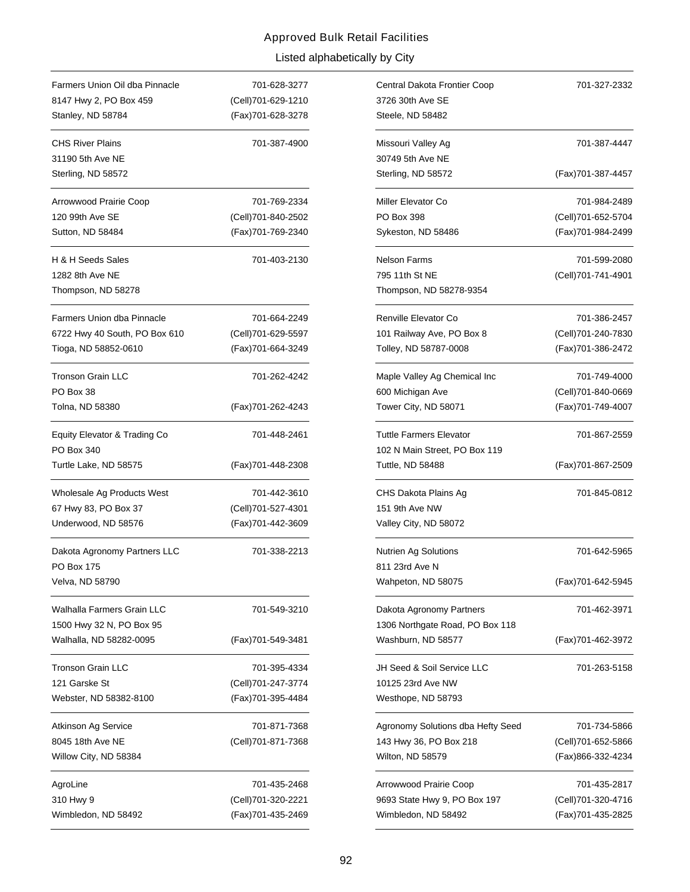Approved Bulk Retail Facilities

Listed alphabetically by City

Farmers Union Oil dba Pinnacle
8147 Hwy 2, PO Box 459
Stanley, ND 58784
701-628-3277
(Cell)701-629-1210
(Fax)701-628-3278

CHS River Plains
31190 5th Ave NE
Sterling, ND 58572
701-387-4900

Arrowwood Prairie Coop
120 99th Ave SE
Sutton, ND 58484
701-769-2334
(Cell)701-840-2502
(Fax)701-769-2340

H & H Seeds Sales
1282 8th Ave NE
Thompson, ND 58278
701-403-2130

Farmers Union dba Pinnacle
6722 Hwy 40 South, PO Box 610
Tioga, ND 58852-0610
701-664-2249
(Cell)701-629-5597
(Fax)701-664-3249

Tronson Grain LLC
PO Box 38
Tolna, ND 58380
701-262-4242
(Fax)701-262-4243

Equity Elevator & Trading Co
PO Box 340
Turtle Lake, ND 58575
701-448-2461
(Fax)701-448-2308

Wholesale Ag Products West
67 Hwy 83, PO Box 37
Underwood, ND 58576
701-442-3610
(Cell)701-527-4301
(Fax)701-442-3609

Dakota Agronomy Partners LLC
PO Box 175
Velva, ND 58790
701-338-2213

Walhalla Farmers Grain LLC
1500 Hwy 32 N, PO Box 95
Walhalla, ND 58282-0095
701-549-3210
(Fax)701-549-3481

Tronson Grain LLC
121 Garske St
Webster, ND 58382-8100
701-395-4334
(Cell)701-247-3774
(Fax)701-395-4484

Atkinson Ag Service
8045 18th Ave NE
Willow City, ND 58384
701-871-7368
(Cell)701-871-7368

AgroLine
310 Hwy 9
Wimbledon, ND 58492
701-435-2468
(Cell)701-320-2221
(Fax)701-435-2469

Central Dakota Frontier Coop
3726 30th Ave SE
Steele, ND 58482
701-327-2332

Missouri Valley Ag
30749 5th Ave NE
Sterling, ND 58572
701-387-4447
(Fax)701-387-4457

Miller Elevator Co
PO Box 398
Sykeston, ND 58486
701-984-2489
(Cell)701-652-5704
(Fax)701-984-2499

Nelson Farms
795 11th St NE
Thompson, ND 58278-9354
701-599-2080
(Cell)701-741-4901

Renville Elevator Co
101 Railway Ave, PO Box 8
Tolley, ND 58787-0008
701-386-2457
(Cell)701-240-7830
(Fax)701-386-2472

Maple Valley Ag Chemical Inc
600 Michigan Ave
Tower City, ND 58071
701-749-4000
(Cell)701-840-0669
(Fax)701-749-4007

Tuttle Farmers Elevator
102 N Main Street, PO Box 119
Tuttle, ND 58488
701-867-2559
(Fax)701-867-2509

CHS Dakota Plains Ag
151 9th Ave NW
Valley City, ND 58072
701-845-0812

Nutrien Ag Solutions
811 23rd Ave N
Wahpeton, ND 58075
701-642-5965
(Fax)701-642-5945

Dakota Agronomy Partners
1306 Northgate Road, PO Box 118
Washburn, ND 58577
701-462-3971
(Fax)701-462-3972

JH Seed & Soil Service LLC
10125 23rd Ave NW
Westhope, ND 58793
701-263-5158

Agronomy Solutions dba Hefty Seed
143 Hwy 36, PO Box 218
Wilton, ND 58579
701-734-5866
(Cell)701-652-5866
(Fax)866-332-4234

Arrowwood Prairie Coop
9693 State Hwy 9, PO Box 197
Wimbledon, ND 58492
701-435-2817
(Cell)701-320-4716
(Fax)701-435-2825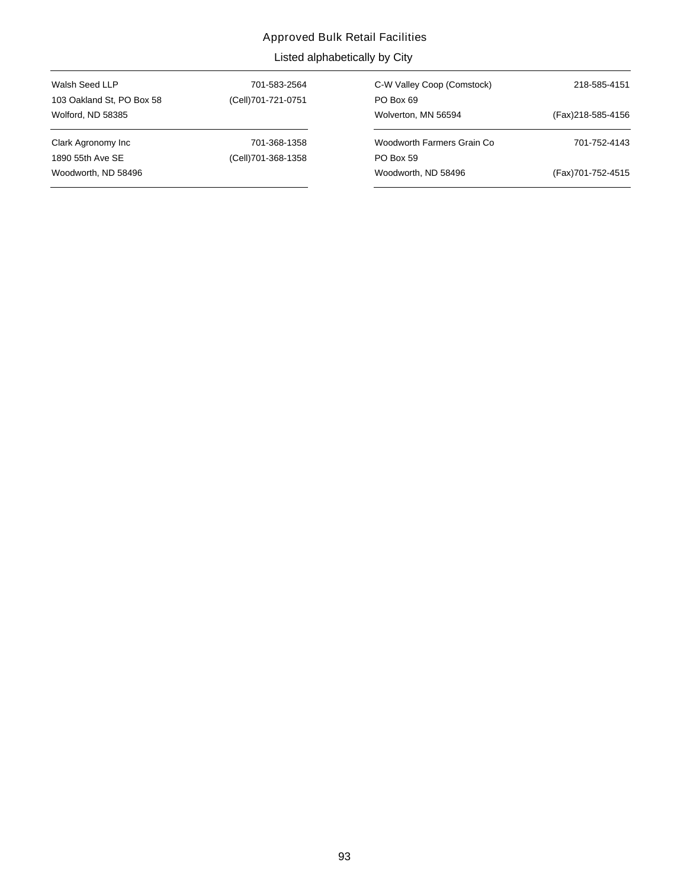Approved Bulk Retail Facilities

Listed alphabetically by City

Walsh Seed LLP
103 Oakland St, PO Box 58
Wolford, ND 58385
701-583-2564
(Cell)701-721-0751

C-W Valley Coop (Comstock)
PO Box 69
Wolverton, MN 56594
218-585-4151
(Fax)218-585-4156

Clark Agronomy Inc
1890 55th Ave SE
Woodworth, ND 58496
701-368-1358
(Cell)701-368-1358

Woodworth Farmers Grain Co
PO Box 59
Woodworth, ND 58496
701-752-4143
(Fax)701-752-4515